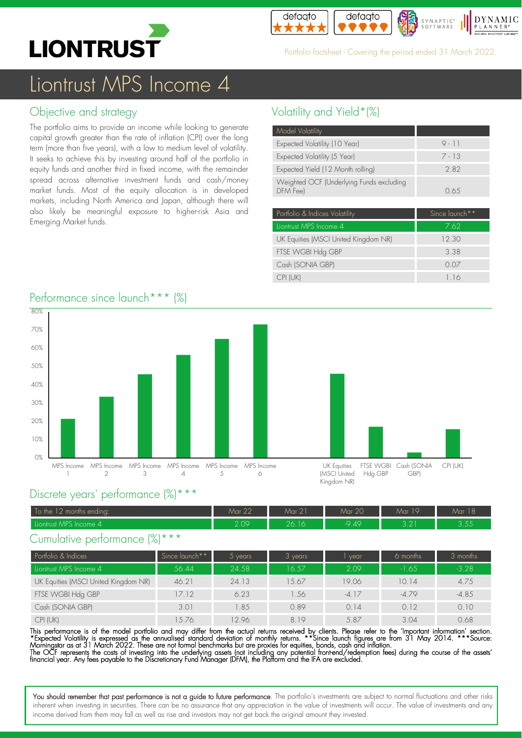# Liontrust MPS Income 4

Portfolio factsheet - Covering the period ended 31 March 2022.

## Objective and strategy

The portfolio aims to provide an income while looking to generate capital growth greater than the rate of inflation (CPI) over the long term (more than five years), with a low to medium level of volatility. It seeks to achieve this by investing around half of the portfolio in equity funds and another third in fixed income, with the remainder spread across alternative investment funds and cash/money market funds. Most of the equity allocation is in developed markets, including North America and Japan, although there will also likely be meaningful exposure to higher-risk Asia and Emerging Market funds.

## Volatility and Yield*(%)

| Model Volatility | |
|---|---|
| Expected Volatility (10 Year) | 9 - 11 |
| Expected Volatility (5 Year) | 7 - 13 |
| Expected Yield (12 Month rolling) | 2.82 |
| Weighted OCF (Underlying Funds excluding DFM Fee) | 0.65 |

| Portfolio & Indices Volatility | Since launch** |
|---|---|
| Liontrust MPS Income 4 | 7.62 |
| UK Equities (MSCI United Kingdom NR) | 12.30 |
| FTSE WGBI Hdg GBP | 3.38 |
| Cash (SONIA GBP) | 0.07 |
| CPI (UK) | 1.16 |

## Performance since launch*** (%)

(Bar chart: MPS Income 1, MPS Income 2, MPS Income 3, MPS Income 4, MPS Income 5, MPS Income 6, UK Equities (MSCI United Kingdom NR), FTSE WGBI Hdg GBP, Cash (SONIA GBP), CPI (UK); axis 0%–80%)

## Discrete years' performance (%)***

| To the 12 months ending: | Mar 22 | Mar 21 | Mar 20 | Mar 19 | Mar 18 |
|---|---|---|---|---|---|
| Liontrust MPS Income 4 | 2.09 | 26.16 | -9.49 | 3.21 | 3.55 |

## Cumulative performance (%)***

| Portfolio & Indices | Since launch** | 5 years | 3 years | 1 year | 6 months | 3 months |
|---|---|---|---|---|---|---|
| Liontrust MPS Income 4 | 56.44 | 24.58 | 16.57 | 2.09 | -1.65 | -3.28 |
| UK Equities (MSCI United Kingdom NR) | 46.21 | 24.13 | 15.67 | 19.06 | 10.14 | 4.75 |
| FTSE WGBI Hdg GBP | 17.12 | 6.23 | 1.56 | -4.17 | -4.79 | -4.85 |
| Cash (SONIA GBP) | 3.01 | 1.85 | 0.89 | 0.14 | 0.12 | 0.10 |
| CPI (UK) | 15.76 | 12.96 | 8.19 | 5.87 | 3.04 | 0.68 |

This performance is of the model portfolio and may differ from the actual returns received by clients. Please refer to the 'Important information' section. *Expected Volatility is expressed as the annualised standard deviation of monthly returns. **Since launch figures are from 31 May 2014. ***Source: Morningstar as at 31 March 2022. These are not formal benchmarks but are proxies for equities, bonds, cash and inflation.
The OCF represents the costs of investing into the underlying assets (not including any potential front-end/redemption fees) during the course of the assets' financial year. Any fees payable to the Discretionary Fund Manager (DFM), the Platform and the IFA are excluded.

You should remember that past performance is not a guide to future performance. The portfolio's investments are subject to normal fluctuations and other risks inherent when investing in securities. There can be no assurance that any appreciation in the value of investments will occur. The value of investments and any income derived from them may fall as well as rise and investors may not get back the original amount they invested.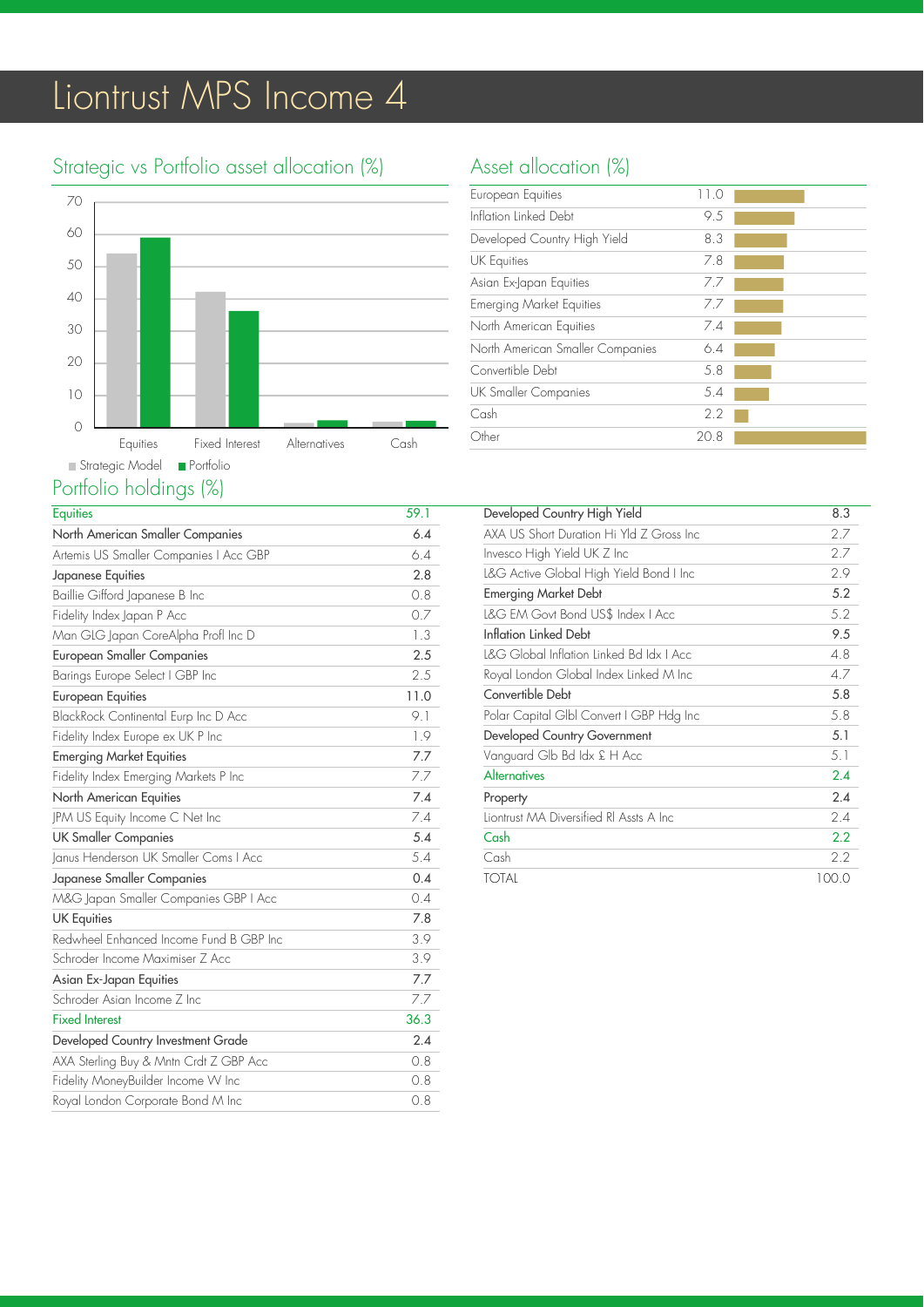# Liontrust MPS Income 4

## Strategic vs Portfolio asset allocation (%)

| | Strategic Model | Portfolio |
|---|---|---|
| Equities | | |
| Fixed Interest | | |
| Alternatives | | |
| Cash | | |

## Asset allocation (%)

| Asset | % |
|---|---|
| European Equities | 11.0 |
| Inflation Linked Debt | 9.5 |
| Developed Country High Yield | 8.3 |
| UK Equities | 7.8 |
| Asian Ex-Japan Equities | 7.7 |
| Emerging Market Equities | 7.7 |
| North American Equities | 7.4 |
| North American Smaller Companies | 6.4 |
| Convertible Debt | 5.8 |
| UK Smaller Companies | 5.4 |
| Cash | 2.2 |
| Other | 20.8 |

## Portfolio holdings (%)

| Holding | % |
|---|---|
| **Equities** | **59.1** |
| **North American Smaller Companies** | **6.4** |
| Artemis US Smaller Companies I Acc GBP | 6.4 |
| **Japanese Equities** | **2.8** |
| Baillie Gifford Japanese B Inc | 0.8 |
| Fidelity Index Japan P Acc | 0.7 |
| Man GLG Japan CoreAlpha Profl Inc D | 1.3 |
| **European Smaller Companies** | **2.5** |
| Barings Europe Select I GBP Inc | 2.5 |
| **European Equities** | **11.0** |
| BlackRock Continental Eurp Inc D Acc | 9.1 |
| Fidelity Index Europe ex UK P Inc | 1.9 |
| **Emerging Market Equities** | **7.7** |
| Fidelity Index Emerging Markets P Inc | 7.7 |
| **North American Equities** | **7.4** |
| JPM US Equity Income C Net Inc | 7.4 |
| **UK Smaller Companies** | **5.4** |
| Janus Henderson UK Smaller Coms I Acc | 5.4 |
| **Japanese Smaller Companies** | **0.4** |
| M&G Japan Smaller Companies GBP I Acc | 0.4 |
| **UK Equities** | **7.8** |
| Redwheel Enhanced Income Fund B GBP Inc | 3.9 |
| Schroder Income Maximiser Z Acc | 3.9 |
| **Asian Ex-Japan Equities** | **7.7** |
| Schroder Asian Income Z Inc | 7.7 |
| **Fixed Interest** | **36.3** |
| **Developed Country Investment Grade** | **2.4** |
| AXA Sterling Buy & Mntn Crdt Z GBP Acc | 0.8 |
| Fidelity MoneyBuilder Income W Inc | 0.8 |
| Royal London Corporate Bond M Inc | 0.8 |
| **Developed Country High Yield** | **8.3** |
| AXA US Short Duration Hi Yld Z Gross Inc | 2.7 |
| Invesco High Yield UK Z Inc | 2.7 |
| L&G Active Global High Yield Bond I Inc | 2.9 |
| **Emerging Market Debt** | **5.2** |
| L&G EM Govt Bond US$ Index I Acc | 5.2 |
| **Inflation Linked Debt** | **9.5** |
| L&G Global Inflation Linked Bd Idx I Acc | 4.8 |
| Royal London Global Index Linked M Inc | 4.7 |
| **Convertible Debt** | **5.8** |
| Polar Capital Glbl Convert I GBP Hdg Inc | 5.8 |
| **Developed Country Government** | **5.1** |
| Vanguard Glb Bd Idx £ H Acc | 5.1 |
| **Alternatives** | **2.4** |
| **Property** | **2.4** |
| Liontrust MA Diversified Rl Assts A Inc | 2.4 |
| **Cash** | **2.2** |
| Cash | 2.2 |
| TOTAL | 100.0 |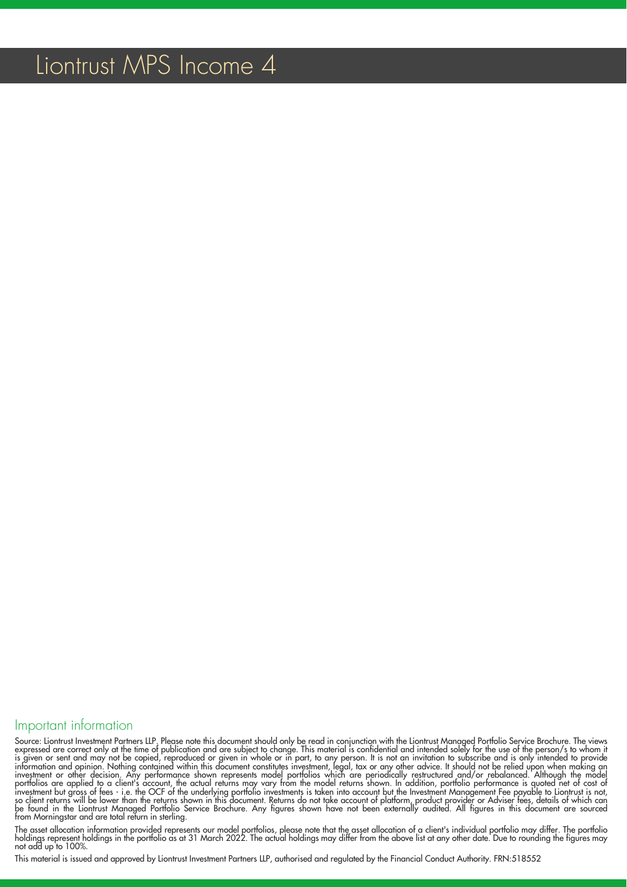# Liontrust MPS Income 4

## Important information

Source: Liontrust Investment Partners LLP. Please note this document should only be read in conjunction with the Liontrust Managed Portfolio Service Brochure. The views expressed are correct only at the time of publication and are subject to change. This material is confidential and intended solely for the use of the person/s to whom it is given or sent and may not be copied, reproduced or given in whole or in part, to any person. It is not an invitation to subscribe and is only intended to provide information and opinion. Nothing contained within this document constitutes investment, legal, tax or any other advice. It should not be relied upon when making an investment or other decision. Any performance shown represents model portfolios which are periodically restructured and/or rebalanced. Although the model portfolios are applied to a client's account, the actual returns may vary from the model returns shown. In addition, portfolio performance is quoted net of cost of investment but gross of fees - i.e. the OCF of the underlying portfolio investments is taken into account but the Investment Management Fee payable to Liontrust is not, so client returns will be lower than the returns shown in this document. Returns do not take account of platform, product provider or Adviser fees, details of which can be found in the Liontrust Managed Portfolio Service Brochure. Any figures shown have not been externally audited. All figures in this document are sourced from Morningstar and are total return in sterling.

The asset allocation information provided represents our model portfolios, please note that the asset allocation of a client's individual portfolio may differ. The portfolio holdings represent holdings in the portfolio as at 31 March 2022. The actual holdings may differ from the above list at any other date. Due to rounding the figures may not add up to 100%.

This material is issued and approved by Liontrust Investment Partners LLP, authorised and regulated by the Financial Conduct Authority. FRN:518552